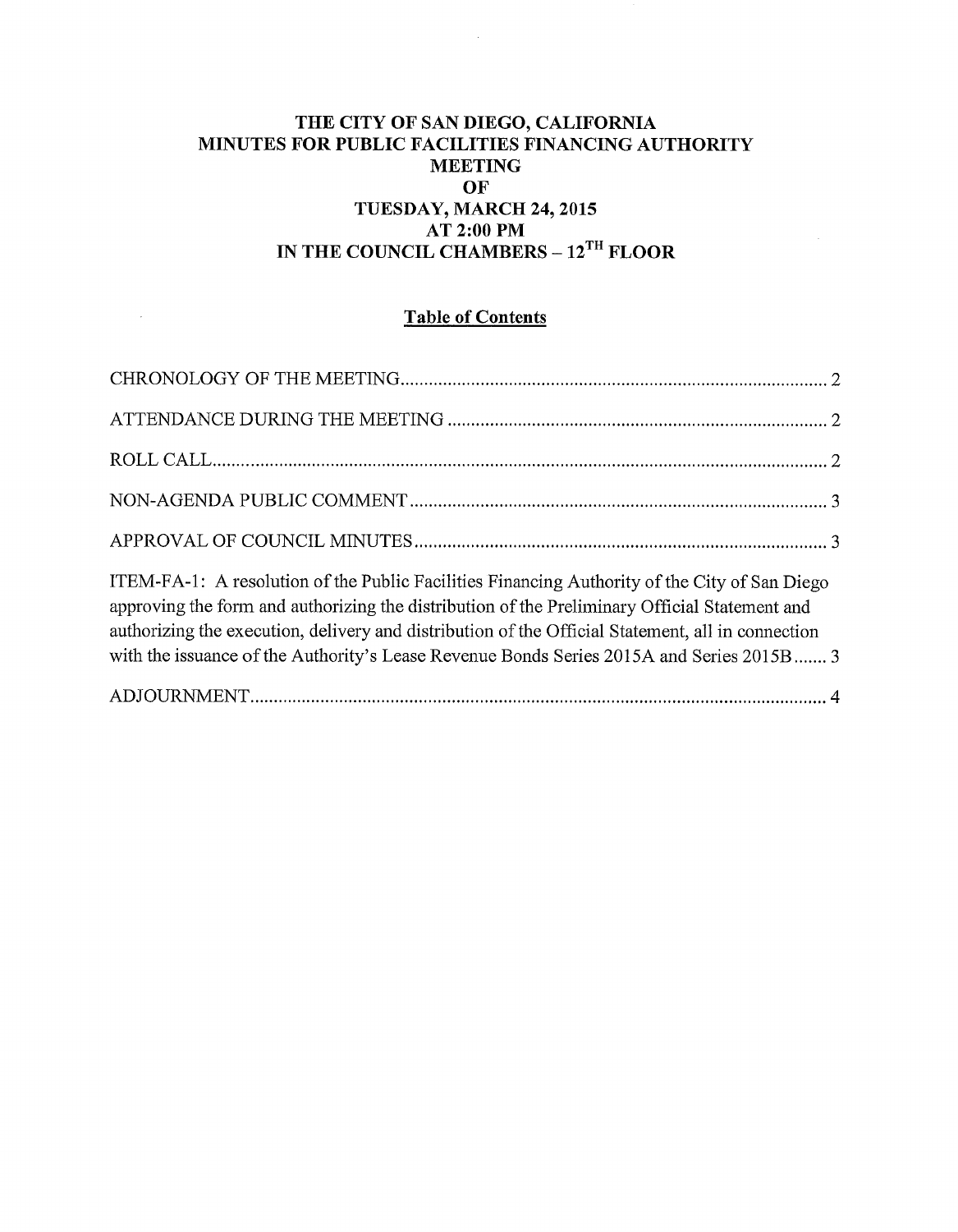# THE CITY OF SAN DIEGO, CALIFORNIA
# MINUTES FOR PUBLIC FACILITIES FINANCING AUTHORITY MEETING OF TUESDAY, MARCH 24, 2015 AT 2:00 PM IN THE COUNCIL CHAMBERS – 12TH FLOOR

## Table of Contents

CHRONOLOGY OF THE MEETING .......... 2

ATTENDANCE DURING THE MEETING .......... 2

ROLL CALL .......... 2

NON-AGENDA PUBLIC COMMENT .......... 3

APPROVAL OF COUNCIL MINUTES .......... 3

ITEM-FA-1: A resolution of the Public Facilities Financing Authority of the City of San Diego approving the form and authorizing the distribution of the Preliminary Official Statement and authorizing the execution, delivery and distribution of the Official Statement, all in connection with the issuance of the Authority's Lease Revenue Bonds Series 2015A and Series 2015B .......... 3

ADJOURNMENT .......... 4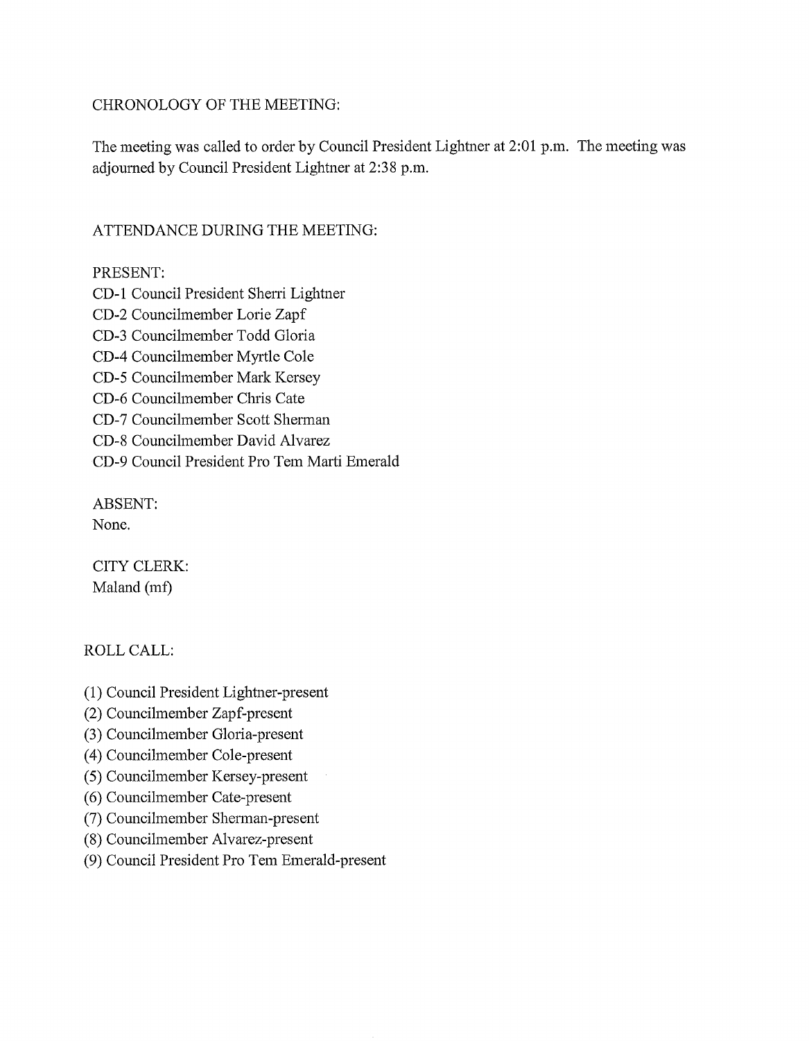CHRONOLOGY OF THE MEETING:

The meeting was called to order by Council President Lightner at 2:01 p.m. The meeting was adjourned by Council President Lightner at 2:38 p.m.

ATTENDANCE DURING THE MEETING:

PRESENT:
CD-1 Council President Sherri Lightner
CD-2 Councilmember Lorie Zapf
CD-3 Councilmember Todd Gloria
CD-4 Councilmember Myrtle Cole
CD-5 Councilmember Mark Kersey
CD-6 Councilmember Chris Cate
CD-7 Councilmember Scott Sherman
CD-8 Councilmember David Alvarez
CD-9 Council President Pro Tem Marti Emerald

ABSENT:
None.

CITY CLERK:
Maland (mf)

ROLL CALL:

(1) Council President Lightner-present
(2) Councilmember Zapf-present
(3) Councilmember Gloria-present
(4) Councilmember Cole-present
(5) Councilmember Kersey-present
(6) Councilmember Cate-present
(7) Councilmember Sherman-present
(8) Councilmember Alvarez-present
(9) Council President Pro Tem Emerald-present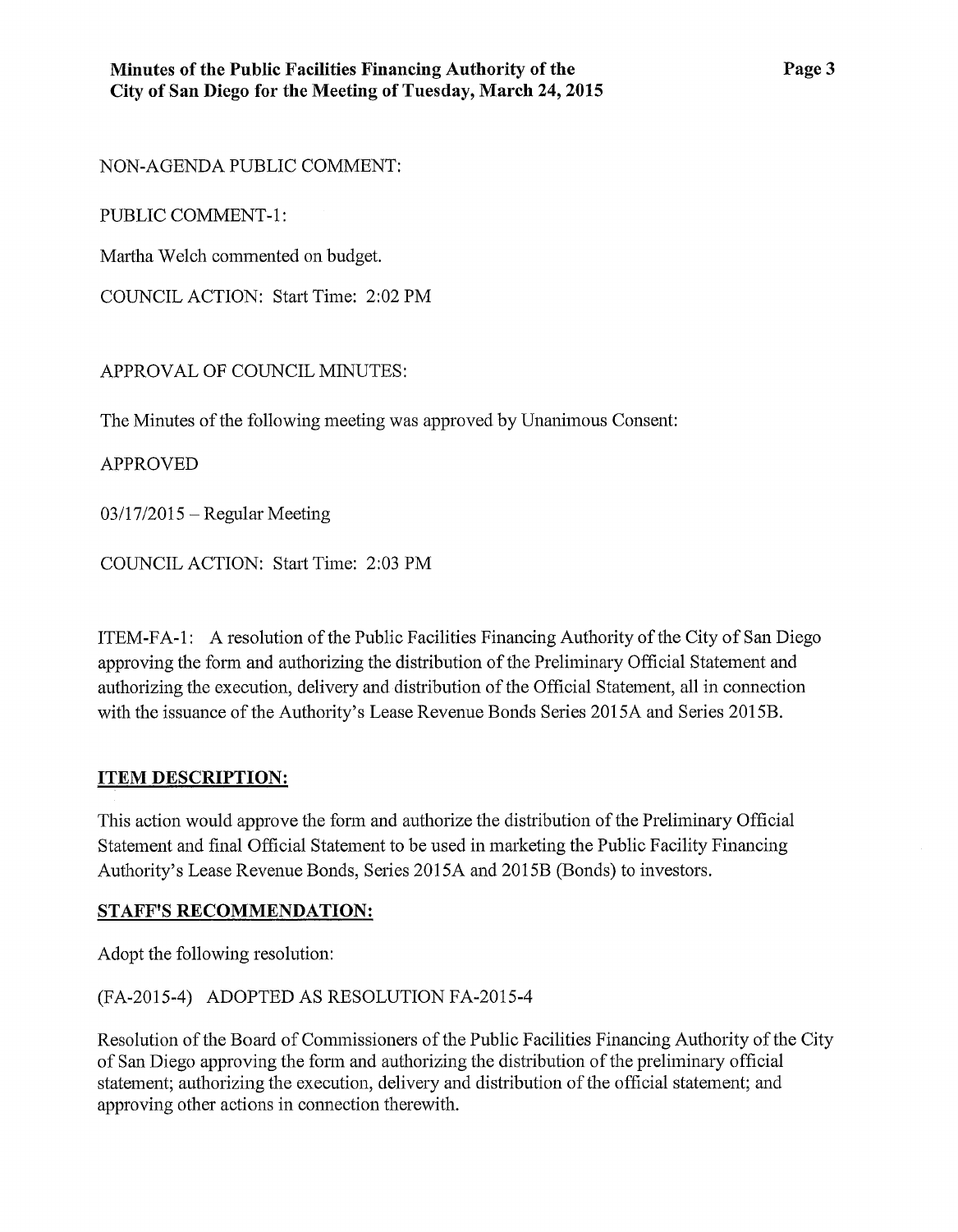NON-AGENDA PUBLIC COMMENT:

PUBLIC COMMENT-1:

Martha Welch commented on budget.

COUNCIL ACTION: Start Time: 2:02 PM

APPROVAL OF COUNCIL MINUTES:

The Minutes of the following meeting was approved by Unanimous Consent:

APPROVED

03/17/2015 – Regular Meeting

COUNCIL ACTION: Start Time: 2:03 PM

ITEM-FA-1: A resolution of the Public Facilities Financing Authority of the City of San Diego approving the form and authorizing the distribution of the Preliminary Official Statement and authorizing the execution, delivery and distribution of the Official Statement, all in connection with the issuance of the Authority's Lease Revenue Bonds Series 2015A and Series 2015B.

**ITEM DESCRIPTION:**

This action would approve the form and authorize the distribution of the Preliminary Official Statement and final Official Statement to be used in marketing the Public Facility Financing Authority's Lease Revenue Bonds, Series 2015A and 2015B (Bonds) to investors.

**STAFF'S RECOMMENDATION:**

Adopt the following resolution:

(FA-2015-4) ADOPTED AS RESOLUTION FA-2015-4

Resolution of the Board of Commissioners of the Public Facilities Financing Authority of the City of San Diego approving the form and authorizing the distribution of the preliminary official statement; authorizing the execution, delivery and distribution of the official statement; and approving other actions in connection therewith.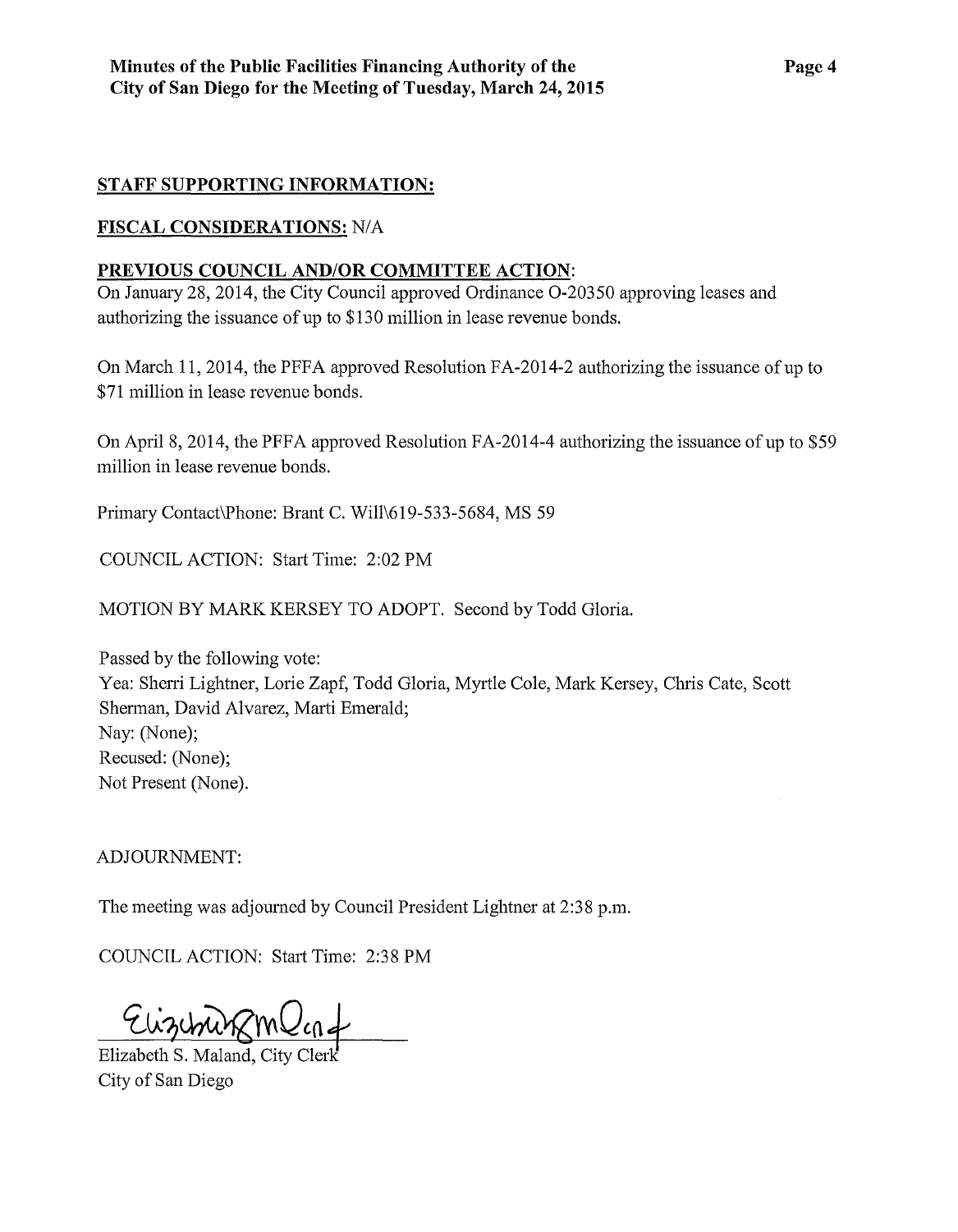**STAFF SUPPORTING INFORMATION:**

**FISCAL CONSIDERATIONS:** N/A

**PREVIOUS COUNCIL AND/OR COMMITTEE ACTION:**
On January 28, 2014, the City Council approved Ordinance O-20350 approving leases and authorizing the issuance of up to $130 million in lease revenue bonds.

On March 11, 2014, the PFFA approved Resolution FA-2014-2 authorizing the issuance of up to $71 million in lease revenue bonds.

On April 8, 2014, the PFFA approved Resolution FA-2014-4 authorizing the issuance of up to $59 million in lease revenue bonds.

Primary Contact\Phone: Brant C. Will\619-533-5684, MS 59

COUNCIL ACTION: Start Time: 2:02 PM

MOTION BY MARK KERSEY TO ADOPT. Second by Todd Gloria.

Passed by the following vote:
Yea: Sherri Lightner, Lorie Zapf, Todd Gloria, Myrtle Cole, Mark Kersey, Chris Cate, Scott Sherman, David Alvarez, Marti Emerald;
Nay: (None);
Recused: (None);
Not Present (None).

ADJOURNMENT:

The meeting was adjourned by Council President Lightner at 2:38 p.m.

COUNCIL ACTION: Start Time: 2:38 PM

Elizabeth S. Maland, City Clerk
City of San Diego